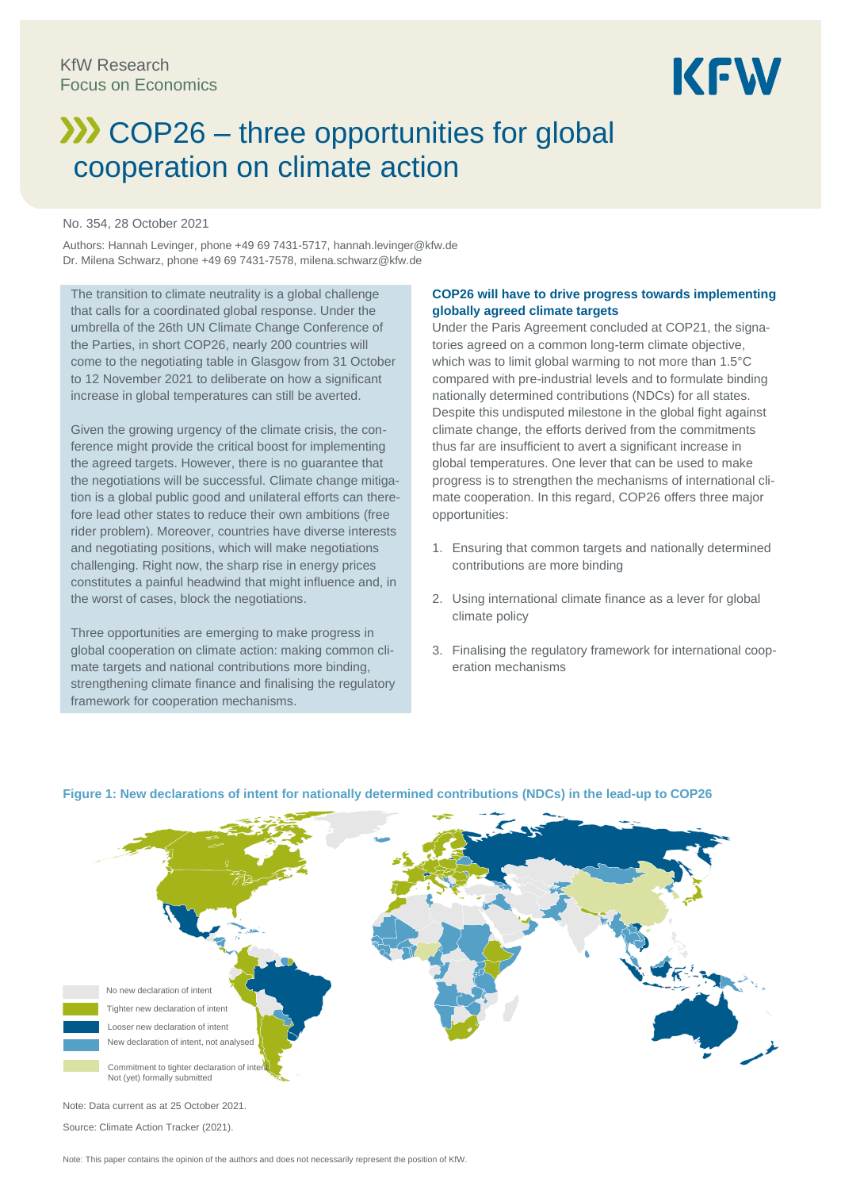KfW Research
Focus on Economics

# COP26 – three opportunities for global cooperation on climate action

No. 354, 28 October 2021

Authors: Hannah Levinger, phone +49 69 7431-5717, hannah.levinger@kfw.de
Dr. Milena Schwarz, phone +49 69 7431-7578, milena.schwarz@kfw.de

The transition to climate neutrality is a global challenge that calls for a coordinated global response. Under the umbrella of the 26th UN Climate Change Conference of the Parties, in short COP26, nearly 200 countries will come to the negotiating table in Glasgow from 31 October to 12 November 2021 to deliberate on how a significant increase in global temperatures can still be averted.

Given the growing urgency of the climate crisis, the conference might provide the critical boost for implementing the agreed targets. However, there is no guarantee that the negotiations will be successful. Climate change mitigation is a global public good and unilateral efforts can therefore lead other states to reduce their own ambitions (free rider problem). Moreover, countries have diverse interests and negotiating positions, which will make negotiations challenging. Right now, the sharp rise in energy prices constitutes a painful headwind that might influence and, in the worst of cases, block the negotiations.

Three opportunities are emerging to make progress in global cooperation on climate action: making common climate targets and national contributions more binding, strengthening climate finance and finalising the regulatory framework for cooperation mechanisms.

### COP26 will have to drive progress towards implementing globally agreed climate targets

Under the Paris Agreement concluded at COP21, the signatories agreed on a common long-term climate objective, which was to limit global warming to not more than 1.5°C compared with pre-industrial levels and to formulate binding nationally determined contributions (NDCs) for all states. Despite this undisputed milestone in the global fight against climate change, the efforts derived from the commitments thus far are insufficient to avert a significant increase in global temperatures. One lever that can be used to make progress is to strengthen the mechanisms of international climate cooperation. In this regard, COP26 offers three major opportunities:

1. Ensuring that common targets and nationally determined contributions are more binding
2. Using international climate finance as a lever for global climate policy
3. Finalising the regulatory framework for international cooperation mechanisms

**Figure 1: New declarations of intent for nationally determined contributions (NDCs) in the lead-up to COP26**

- No new declaration of intent
- Tighter new declaration of intent
- Looser new declaration of intent
- New declaration of intent, not analysed
- Commitment to tighter declaration of intent. Not (yet) formally submitted

Note: Data current as at 25 October 2021.

Source: Climate Action Tracker (2021).

Note: This paper contains the opinion of the authors and does not necessarily represent the position of KfW.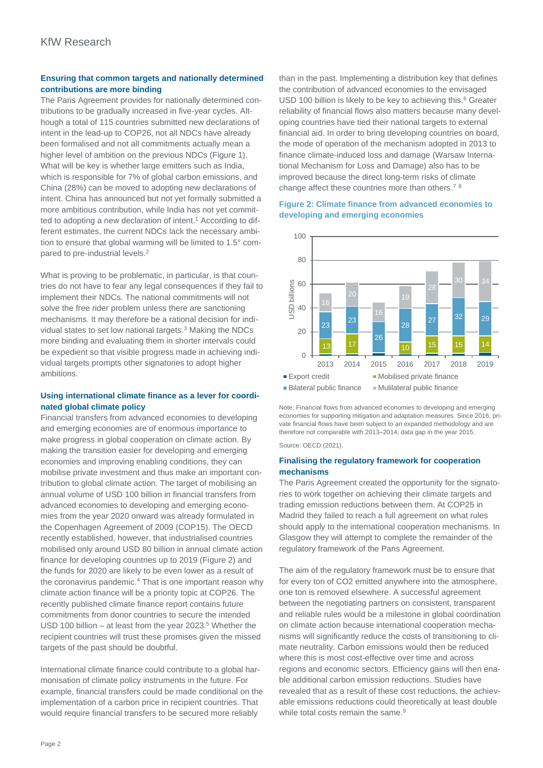### Ensuring that common targets and nationally determined contributions are more binding

The Paris Agreement provides for nationally determined contributions to be gradually increased in five-year cycles. Although a total of 115 countries submitted new declarations of intent in the lead-up to COP26, not all NDCs have already been formalised and not all commitments actually mean a higher level of ambition on the previous NDCs (Figure 1). What will be key is whether large emitters such as India, which is responsible for 7% of global carbon emissions, and China (28%) can be moved to adopting new declarations of intent. China has announced but not yet formally submitted a more ambitious contribution, while India has not yet committed to adopting a new declaration of intent.[1] According to different estimates, the current NDCs lack the necessary ambition to ensure that global warming will be limited to 1.5° compared to pre-industrial levels.[2]

What is proving to be problematic, in particular, is that countries do not have to fear any legal consequences if they fail to implement their NDCs. The national commitments will not solve the free rider problem unless there are sanctioning mechanisms. It may therefore be a rational decision for individual states to set low national targets.[3] Making the NDCs more binding and evaluating them in shorter intervals could be expedient so that visible progress made in achieving individual targets prompts other signatories to adopt higher ambitions.

### Using international climate finance as a lever for coordinated global climate policy

Financial transfers from advanced economies to developing and emerging economies are of enormous importance to make progress in global cooperation on climate action. By making the transition easier for developing and emerging economies and improving enabling conditions, they can mobilise private investment and thus make an important contribution to global climate action. The target of mobilising an annual volume of USD 100 billion in financial transfers from advanced economies to developing and emerging economies from the year 2020 onward was already formulated in the Copenhagen Agreement of 2009 (COP15). The OECD recently established, however, that industrialised countries mobilised only around USD 80 billion in annual climate action finance for developing countries up to 2019 (Figure 2) and the funds for 2020 are likely to be even lower as a result of the coronavirus pandemic.[4] That is one important reason why climate action finance will be a priority topic at COP26. The recently published climate finance report contains future commitments from donor countries to secure the intended USD 100 billion – at least from the year 2023.[5] Whether the recipient countries will trust these promises given the missed targets of the past should be doubtful.

International climate finance could contribute to a global harmonisation of climate policy instruments in the future. For example, financial transfers could be made conditional on the implementation of a carbon price in recipient countries. That would require financial transfers to be secured more reliably than in the past. Implementing a distribution key that defines the contribution of advanced economies to the envisaged USD 100 billion is likely to be key to achieving this.[6] Greater reliability of financial flows also matters because many developing countries have tied their national targets to external financial aid. In order to bring developing countries on board, the mode of operation of the mechanism adopted in 2013 to finance climate-induced loss and damage (Warsaw International Mechanism for Loss and Damage) also has to be improved because the direct long-term risks of climate change affect these countries more than others.[7] [8]

**Figure 2: Climate finance from advanced economies to developing and emerging economies**

| USD billions | 2013 | 2014 | 2015 | 2016 | 2017 | 2018 | 2019 |
|---|---|---|---|---|---|---|---|
| Mobilised private finance | 13 | 17 | | 10 | 15 | 15 | 14 |
| Bilateral public finance | 23 | 23 | 26 | 28 | 27 | 32 | 29 |
| Mulilateral public finance | 16 | 20 | 16 | 19 | 28 | 30 | 34 |

Legend: Export credit; Mobilised private finance; Bilateral public finance; Mulilateral public finance

Note: Financial flows from advanced economies to developing and emerging economies for supporting mitigation and adaptation measures. Since 2016, private financial flows have been subject to an expanded methodology and are therefore not comparable with 2013–2014, data gap in the year 2015.

Source: OECD (2021).

### Finalising the regulatory framework for cooperation mechanisms

The Paris Agreement created the opportunity for the signatories to work together on achieving their climate targets and trading emission reductions between them. At COP25 in Madrid they failed to reach a full agreement on what rules should apply to the international cooperation mechanisms. In Glasgow they will attempt to complete the remainder of the regulatory framework of the Paris Agreement.

The aim of the regulatory framework must be to ensure that for every ton of $CO_2$ emitted anywhere into the atmosphere, one ton is removed elsewhere. A successful agreement between the negotiating partners on consistent, transparent and reliable rules would be a milestone in global coordination on climate action because international cooperation mechanisms will significantly reduce the costs of transitioning to climate neutrality. Carbon emissions would then be reduced where this is most cost-effective over time and across regions and economic sectors. Efficiency gains will then enable additional carbon emission reductions. Studies have revealed that as a result of these cost reductions, the achievable emissions reductions could theoretically at least double while total costs remain the same.[9]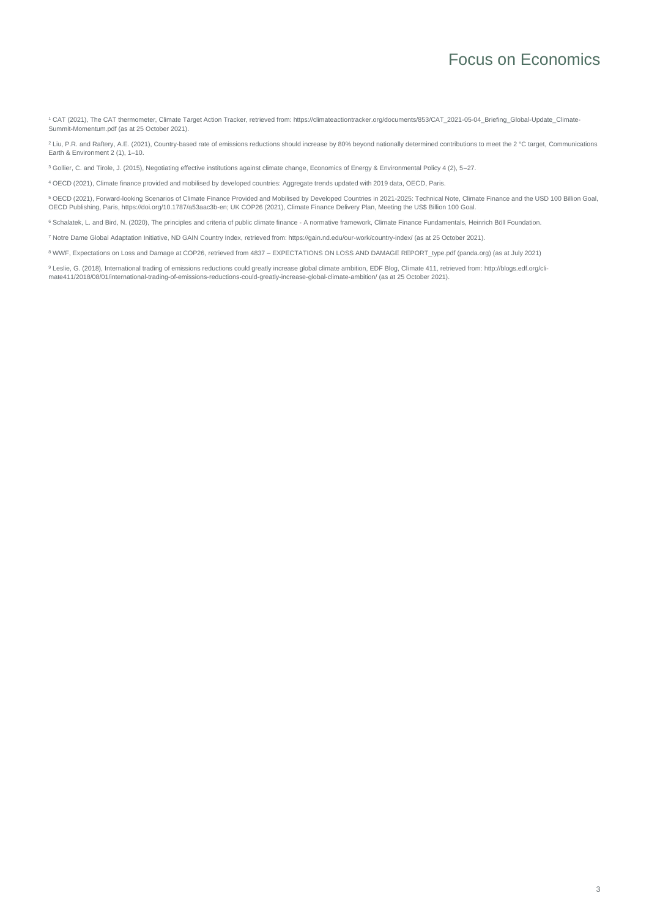[1] CAT (2021), The CAT thermometer, Climate Target Action Tracker, retrieved from: https://climateactiontracker.org/documents/853/CAT_2021-05-04_Briefing_Global-Update_Climate-Summit-Momentum.pdf (as at 25 October 2021).

[2] Liu, P.R. and Raftery, A.E. (2021), Country-based rate of emissions reductions should increase by 80% beyond nationally determined contributions to meet the 2 °C target, Communications Earth & Environment 2 (1), 1–10.

[3] Gollier, C. and Tirole, J. (2015), Negotiating effective institutions against climate change, Economics of Energy & Environmental Policy 4 (2), 5–27.

[4] OECD (2021), Climate finance provided and mobilised by developed countries: Aggregate trends updated with 2019 data, OECD, Paris.

[5] OECD (2021), Forward-looking Scenarios of Climate Finance Provided and Mobilised by Developed Countries in 2021-2025: Technical Note, Climate Finance and the USD 100 Billion Goal, OECD Publishing, Paris, https://doi.org/10.1787/a53aac3b-en; UK COP26 (2021), Climate Finance Delivery Plan, Meeting the US$ Billion 100 Goal.

[6] Schalatek, L. and Bird, N. (2020), The principles and criteria of public climate finance - A normative framework, Climate Finance Fundamentals, Heinrich Böll Foundation.

[7] Notre Dame Global Adaptation Initiative, ND GAIN Country Index, retrieved from: https://gain.nd.edu/our-work/country-index/ (as at 25 October 2021).

[8] WWF, Expectations on Loss and Damage at COP26, retrieved from 4837 – EXPECTATIONS ON LOSS AND DAMAGE REPORT_type.pdf (panda.org) (as at July 2021)

[9] Leslie, G. (2018), International trading of emissions reductions could greatly increase global climate ambition, EDF Blog, Climate 411, retrieved from: http://blogs.edf.org/climate411/2018/08/01/international-trading-of-emissions-reductions-could-greatly-increase-global-climate-ambition/ (as at 25 October 2021).